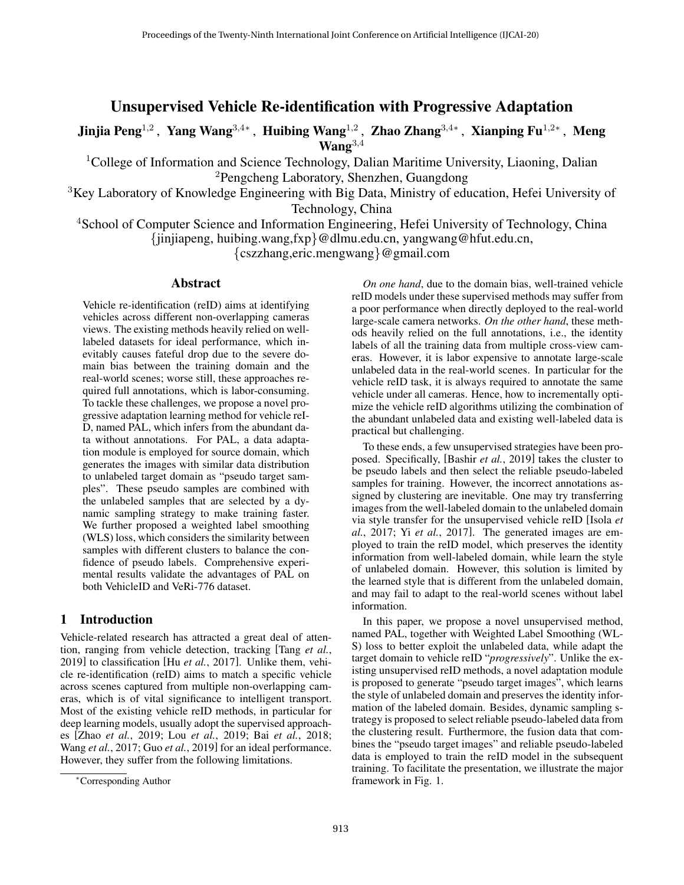# Unsupervised Vehicle Re-identification with Progressive Adaptation

**Jinjia Peng[1,2], Yang Wang[3,4*], Huibing Wang[1,2], Zhao Zhang[3,4*], Xianping Fu[1,2*], Meng Wang[3,4]**

[1]College of Information and Science Technology, Dalian Maritime University, Liaoning, Dalian
[2]Pengcheng Laboratory, Shenzhen, Guangdong
[3]Key Laboratory of Knowledge Engineering with Big Data, Ministry of education, Hefei University of Technology, China
[4]School of Computer Science and Information Engineering, Hefei University of Technology, China
{jinjiapeng, huibing.wang,fxp}@dlmu.edu.cn, yangwang@hfut.edu.cn,
{cszzhang,eric.mengwang}@gmail.com

## Abstract

Vehicle re-identification (reID) aims at identifying vehicles across different non-overlapping cameras views. The existing methods heavily relied on well-labeled datasets for ideal performance, which inevitably causes fateful drop due to the severe domain bias between the training domain and the real-world scenes; worse still, these approaches required full annotations, which is labor-consuming. To tackle these challenges, we propose a novel progressive adaptation learning method for vehicle reID, named PAL, which infers from the abundant data without annotations. For PAL, a data adaptation module is employed for source domain, which generates the images with similar data distribution to unlabeled target domain as "pseudo target samples". These pseudo samples are combined with the unlabeled samples that are selected by a dynamic sampling strategy to make training faster. We further proposed a weighted label smoothing (WLS) loss, which considers the similarity between samples with different clusters to balance the confidence of pseudo labels. Comprehensive experimental results validate the advantages of PAL on both VehicleID and VeRi-776 dataset.

## 1 Introduction

Vehicle-related research has attracted a great deal of attention, ranging from vehicle detection, tracking [Tang *et al.*, 2019] to classification [Hu *et al.*, 2017]. Unlike them, vehicle re-identification (reID) aims to match a specific vehicle across scenes captured from multiple non-overlapping cameras, which is of vital significance to intelligent transport. Most of the existing vehicle reID methods, in particular for deep learning models, usually adopt the supervised approaches [Zhao *et al.*, 2019; Lou *et al.*, 2019; Bai *et al.*, 2018; Wang *et al.*, 2017; Guo *et al.*, 2019] for an ideal performance. However, they suffer from the following limitations.

*On one hand*, due to the domain bias, well-trained vehicle reID models under these supervised methods may suffer from a poor performance when directly deployed to the real-world large-scale camera networks. *On the other hand*, these methods heavily relied on the full annotations, i.e., the identity labels of all the training data from multiple cross-view cameras. However, it is labor expensive to annotate large-scale unlabeled data in the real-world scenes. In particular for the vehicle reID task, it is always required to annotate the same vehicle under all cameras. Hence, how to incrementally optimize the vehicle reID algorithms utilizing the combination of the abundant unlabeled data and existing well-labeled data is practical but challenging.

To these ends, a few unsupervised strategies have been proposed. Specifically, [Bashir *et al.*, 2019] takes the cluster to be pseudo labels and then select the reliable pseudo-labeled samples for training. However, the incorrect annotations assigned by clustering are inevitable. One may try transferring images from the well-labeled domain to the unlabeled domain via style transfer for the unsupervised vehicle reID [Isola *et al.*, 2017; Yi *et al.*, 2017]. The generated images are employed to train the reID model, which preserves the identity information from well-labeled domain, while learn the style of unlabeled domain. However, this solution is limited by the learned style that is different from the unlabeled domain, and may fail to adapt to the real-world scenes without label information.

In this paper, we propose a novel unsupervised method, named PAL, together with Weighted Label Smoothing (WLS) loss to better exploit the unlabeled data, while adapt the target domain to vehicle reID "*progressively*". Unlike the existing unsupervised reID methods, a novel adaptation module is proposed to generate "pseudo target images", which learns the style of unlabeled domain and preserves the identity information of the labeled domain. Besides, dynamic sampling strategy is proposed to select reliable pseudo-labeled data from the clustering result. Furthermore, the fusion data that combines the "pseudo target images" and reliable pseudo-labeled data is employed to train the reID model in the subsequent training. To facilitate the presentation, we illustrate the major framework in Fig. 1.

*Corresponding Author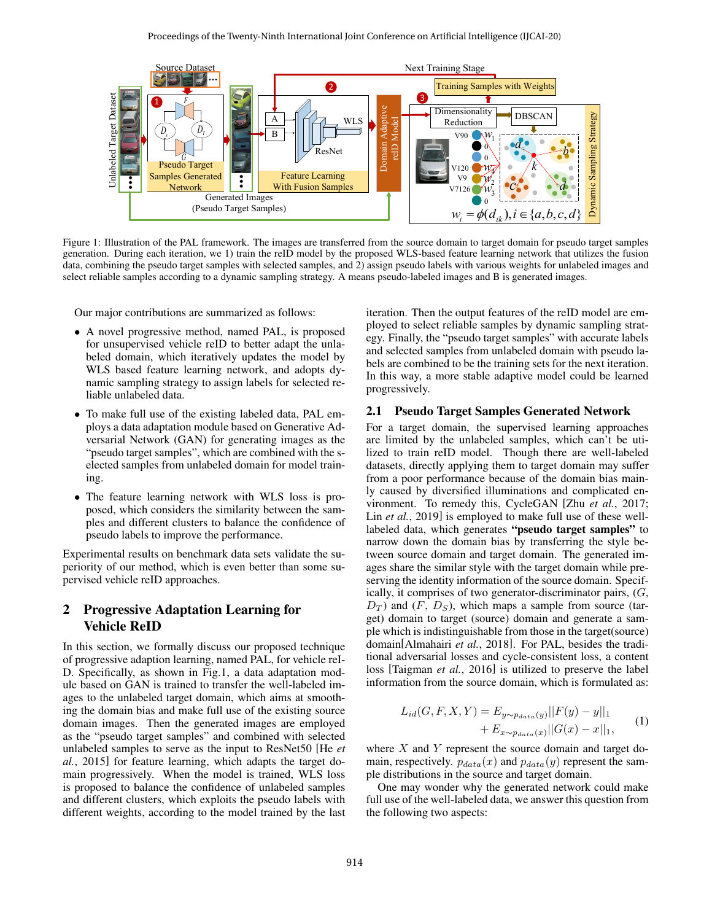Figure 1: Illustration of the PAL framework. The images are transferred from the source domain to target domain for pseudo target samples generation. During each iteration, we 1) train the reID model by the proposed WLS-based feature learning network that utilizes the fusion data, combining the pseudo target samples with selected samples, and 2) assign pseudo labels with various weights for unlabeled images and select reliable samples according to a dynamic sampling strategy. A means pseudo-labeled images and B is generated images.

Our major contributions are summarized as follows:

- A novel progressive method, named PAL, is proposed for unsupervised vehicle reID to better adapt the unlabeled domain, which iteratively updates the model by WLS based feature learning network, and adopts dynamic sampling strategy to assign labels for selected reliable unlabeled data.
- To make full use of the existing labeled data, PAL employs a data adaptation module based on Generative Adversarial Network (GAN) for generating images as the "pseudo target samples", which are combined with the selected samples from unlabeled domain for model training.
- The feature learning network with WLS loss is proposed, which considers the similarity between the samples and different clusters to balance the confidence of pseudo labels to improve the performance.

Experimental results on benchmark data sets validate the superiority of our method, which is even better than some supervised vehicle reID approaches.

## 2 Progressive Adaptation Learning for Vehicle ReID

In this section, we formally discuss our proposed technique of progressive adaption learning, named PAL, for vehicle reID. Specifically, as shown in Fig.1, a data adaptation module based on GAN is trained to transfer the well-labeled images to the unlabeled target domain, which aims at smoothing the domain bias and make full use of the existing source domain images. Then the generated images are employed as the "pseudo target samples" and combined with selected unlabeled samples to serve as the input to ResNet50 [He *et al.*, 2015] for feature learning, which adapts the target domain progressively. When the model is trained, WLS loss is proposed to balance the confidence of unlabeled samples and different clusters, which exploits the pseudo labels with different weights, according to the model trained by the last iteration. Then the output features of the reID model are employed to select reliable samples by dynamic sampling strategy. Finally, the "pseudo target samples" with accurate labels and selected samples from unlabeled domain with pseudo labels are combined to be the training sets for the next iteration. In this way, a more stable adaptive model could be learned progressively.

### 2.1 Pseudo Target Samples Generated Network

For a target domain, the supervised learning approaches are limited by the unlabeled samples, which can't be utilized to train reID model. Though there are well-labeled datasets, directly applying them to target domain may suffer from a poor performance because of the domain bias mainly caused by diversified illuminations and complicated environment. To remedy this, CycleGAN [Zhu *et al.*, 2017; Lin *et al.*, 2019] is employed to make full use of these well-labeled data, which generates **"pseudo target samples"** to narrow down the domain bias by transferring the style between source domain and target domain. The generated images share the similar style with the target domain while preserving the identity information of the source domain. Specifically, it comprises of two generator-discriminator pairs, ($G$, $D_T$) and ($F$, $D_S$), which maps a sample from source (target) domain to target (source) domain and generate a sample which is indistinguishable from those in the target(source) domain[Almahairi *et al.*, 2018]. For PAL, besides the traditional adversarial losses and cycle-consistent loss, a content loss [Taigman *et al.*, 2016] is utilized to preserve the label information from the source domain, which is formulated as:

$$L_{id}(G,F,X,Y) = E_{y\sim p_{data}(y)}||F(y)-y||_1 + E_{x\sim p_{data}(x)}||G(x)-x||_1, \tag{1}$$

where $X$ and $Y$ represent the source domain and target domain, respectively. $p_{data}(x)$ and $p_{data}(y)$ represent the sample distributions in the source and target domain.

One may wonder why the generated network could make full use of the well-labeled data, we answer this question from the following two aspects: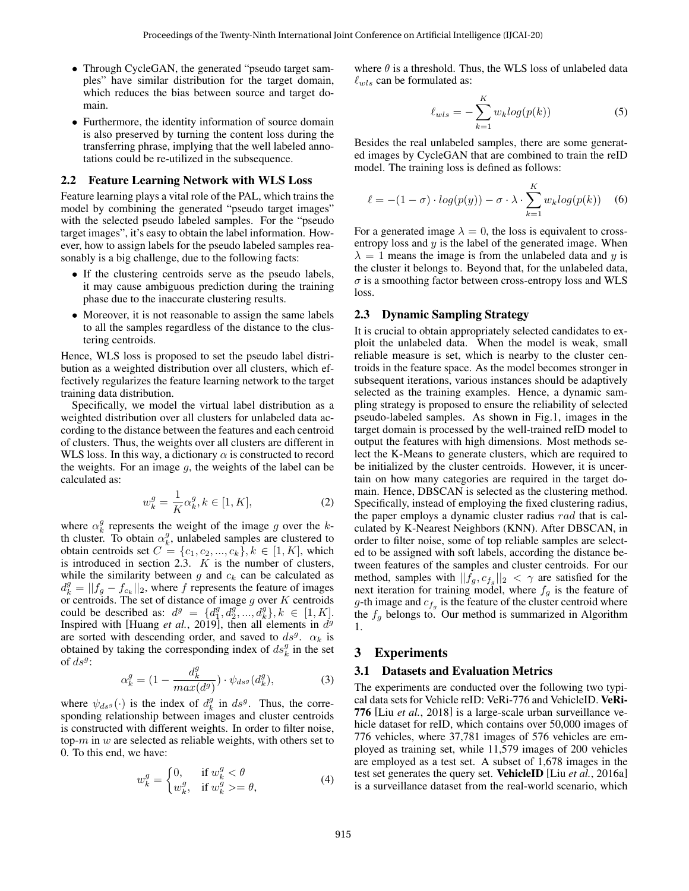- Through CycleGAN, the generated "pseudo target samples" have similar distribution for the target domain, which reduces the bias between source and target domain.
- Furthermore, the identity information of source domain is also preserved by turning the content loss during the transferring phrase, implying that the well labeled annotations could be re-utilized in the subsequence.

### 2.2 Feature Learning Network with WLS Loss

Feature learning plays a vital role of the PAL, which trains the model by combining the generated "pseudo target images" with the selected pseudo labeled samples. For the "pseudo target images", it's easy to obtain the label information. However, how to assign labels for the pseudo labeled samples reasonably is a big challenge, due to the following facts:

- If the clustering centroids serve as the pseudo labels, it may cause ambiguous prediction during the training phase due to the inaccurate clustering results.
- Moreover, it is not reasonable to assign the same labels to all the samples regardless of the distance to the clustering centroids.

Hence, WLS loss is proposed to set the pseudo label distribution as a weighted distribution over all clusters, which effectively regularizes the feature learning network to the target training data distribution.

Specifically, we model the virtual label distribution as a weighted distribution over all clusters for unlabeled data according to the distance between the features and each centroid of clusters. Thus, the weights over all clusters are different in WLS loss. In this way, a dictionary $\alpha$ is constructed to record the weights. For an image $g$, the weights of the label can be calculated as:

$$w_k^g = \frac{1}{K}\alpha_k^g, k \in [1, K], \tag{2}$$

where $\alpha_k^g$ represents the weight of the image $g$ over the $k$-th cluster. To obtain $\alpha_k^g$, unlabeled samples are clustered to obtain centroids set $C = \{c_1, c_2, ..., c_k\}, k \in [1, K]$, which is introduced in section 2.3. $K$ is the number of clusters, while the similarity between $g$ and $c_k$ can be calculated as $d_k^g = ||f_g - f_{c_k}||_2$, where $f$ represents the feature of images or centroids. The set of distance of image $g$ over $K$ centroids could be described as: $d^g = \{d_1^g, d_2^g, ..., d_k^g\}, k \in [1, K]$. Inspired with [Huang *et al.*, 2019], then all elements in $d^g$ are sorted with descending order, and saved to $ds^g$. $\alpha_k$ is obtained by taking the corresponding index of $ds_k^g$ in the set of $ds^g$:

$$\alpha_k^g = (1 - \frac{d_k^g}{max(d^g)}) \cdot \psi_{ds^g}(d_k^g), \tag{3}$$

where $\psi_{ds^g}(\cdot)$ is the index of $d_k^g$ in $ds^g$. Thus, the corresponding relationship between images and cluster centroids is constructed with different weights. In order to filter noise, top-$m$ in $w$ are selected as reliable weights, with others set to 0. To this end, we have:

$$w_k^g = \begin{cases} 0, & \text{if } w_k^g < \theta \\ w_k^g, & \text{if } w_k^g >= \theta, \end{cases} \tag{4}$$

where $\theta$ is a threshold. Thus, the WLS loss of unlabeled data $\ell_{wls}$ can be formulated as:

$$\ell_{wls} = -\sum_{k=1}^{K} w_k log(p(k)) \tag{5}$$

Besides the real unlabeled samples, there are some generated images by CycleGAN that are combined to train the reID model. The training loss is defined as follows:

$$\ell = -(1-\sigma) \cdot log(p(y)) - \sigma \cdot \lambda \cdot \sum_{k=1}^{K} w_k log(p(k)) \tag{6}$$

For a generated image $\lambda = 0$, the loss is equivalent to cross-entropy loss and $y$ is the label of the generated image. When $\lambda = 1$ means the image is from the unlabeled data and $y$ is the cluster it belongs to. Beyond that, for the unlabeled data, $\sigma$ is a smoothing factor between cross-entropy loss and WLS loss.

### 2.3 Dynamic Sampling Strategy

It is crucial to obtain appropriately selected candidates to exploit the unlabeled data. When the model is weak, small reliable measure is set, which is nearby to the cluster centroids in the feature space. As the model becomes stronger in subsequent iterations, various instances should be adaptively selected as the training examples. Hence, a dynamic sampling strategy is proposed to ensure the reliability of selected pseudo-labeled samples. As shown in Fig.1, images in the target domain is processed by the well-trained reID model to output the features with high dimensions. Most methods select the K-Means to generate clusters, which are required to be initialized by the cluster centroids. However, it is uncertain on how many categories are required in the target domain. Hence, DBSCAN is selected as the clustering method. Specifically, instead of employing the fixed clustering radius, the paper employs a dynamic cluster radius $rad$ that is calculated by K-Nearest Neighbors (KNN). After DBSCAN, in order to filter noise, some of top reliable samples are selected to be assigned with soft labels, according the distance between features of the samples and cluster centroids. For our method, samples with $||f_g, c_{f_g}||_2 < \gamma$ are satisfied for the next iteration for training model, where $f_g$ is the feature of $g$-th image and $c_{f_g}$ is the feature of the cluster centroid where the $f_g$ belongs to. Our method is summarized in Algorithm 1.

## 3 Experiments

### 3.1 Datasets and Evaluation Metrics

The experiments are conducted over the following two typical data sets for Vehicle reID: VeRi-776 and VehicleID. **VeRi-776** [Liu *et al.*, 2018] is a large-scale urban surveillance vehicle dataset for reID, which contains over 50,000 images of 776 vehicles, where 37,781 images of 576 vehicles are employed as training set, while 11,579 images of 200 vehicles are employed as a test set. A subset of 1,678 images in the test set generates the query set. **VehicleID** [Liu *et al.*, 2016a] is a surveillance dataset from the real-world scenario, which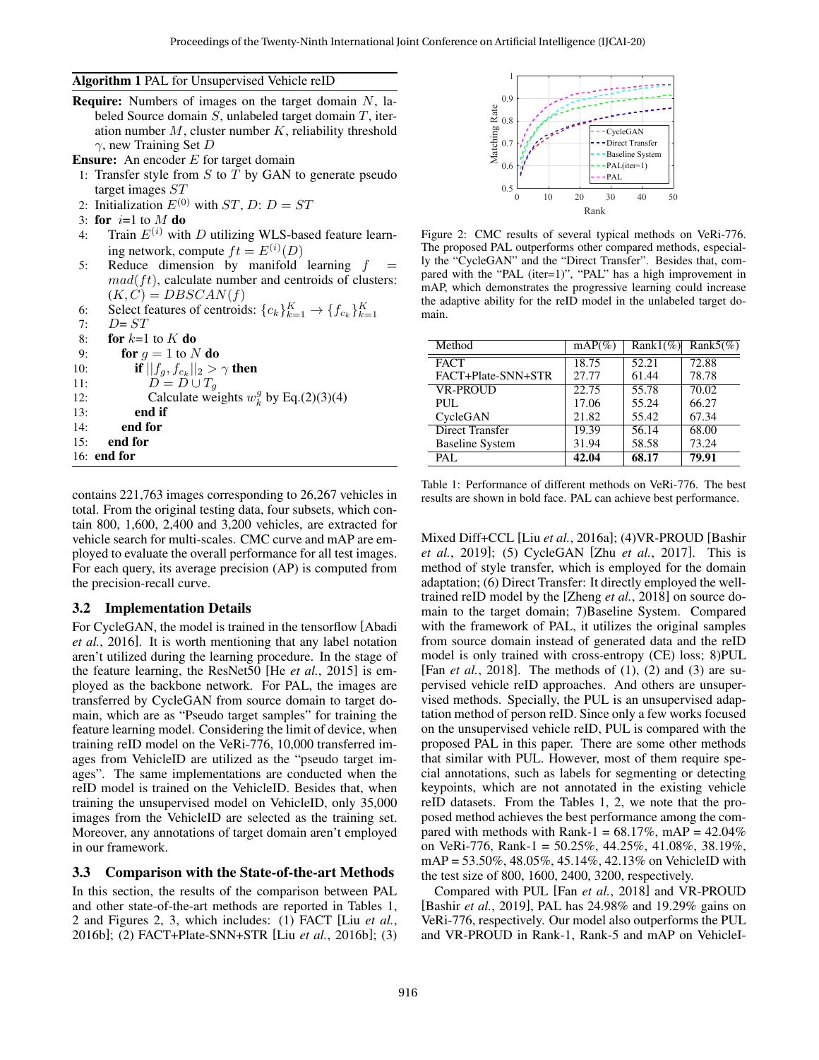**Algorithm 1** PAL for Unsupervised Vehicle reID

**Require:** Numbers of images on the target domain $N$, labeled Source domain $S$, unlabeled target domain $T$, iteration number $M$, cluster number $K$, reliability threshold $\gamma$, new Training Set $D$

**Ensure:** An encoder $E$ for target domain

1: Transfer style from $S$ to $T$ by GAN to generate pseudo target images $ST$
2: Initialization $E^{(0)}$ with $ST$, $D$: $D = ST$
3: **for** $i$=1 to $M$ **do**
4: Train $E^{(i)}$ with $D$ utilizing WLS-based feature learning network, compute $ft = E^{(i)}(D)$
5: Reduce dimension by manifold learning $f = mad(ft)$, calculate number and centroids of clusters: $(K, C) = DBSCAN(f)$
6: Select features of centroids: $\{c_k\}_{k=1}^{K} \rightarrow \{f_{c_k}\}_{k=1}^{K}$
7: $D= ST$
8: **for** $k$=1 to $K$ **do**
9: **for** $g = 1$ to $N$ **do**
10: **if** $||f_g, f_{c_k}||_2 > \gamma$ **then**
11: $D = D \cup T_g$
12: Calculate weights $w_k^g$ by Eq.(2)(3)(4)
13: **end if**
14: **end for**
15: **end for**
16: **end for**

contains 221,763 images corresponding to 26,267 vehicles in total. From the original testing data, four subsets, which contain 800, 1,600, 2,400 and 3,200 vehicles, are extracted for vehicle search for multi-scales. CMC curve and mAP are employed to evaluate the overall performance for all test images. For each query, its average precision (AP) is computed from the precision-recall curve.

### 3.2 Implementation Details

For CycleGAN, the model is trained in the tensorflow [Abadi *et al.*, 2016]. It is worth mentioning that any label notation aren't utilized during the learning procedure. In the stage of the feature learning, the ResNet50 [He *et al.*, 2015] is employed as the backbone network. For PAL, the images are transferred by CycleGAN from source domain to target domain, which are as "Pseudo target samples" for training the feature learning model. Considering the limit of device, when training reID model on the VeRi-776, 10,000 transferred images from VehicleID are utilized as the "pseudo target images". The same implementations are conducted when the reID model is trained on the VehicleID. Besides that, when training the unsupervised model on VehicleID, only 35,000 images from the VehicleID are selected as the training set. Moreover, any annotations of target domain aren't employed in our framework.

### 3.3 Comparison with the State-of-the-art Methods

In this section, the results of the comparison between PAL and other state-of-the-art methods are reported in Tables 1, 2 and Figures 2, 3, which includes: (1) FACT [Liu *et al.*, 2016b]; (2) FACT+Plate-SNN+STR [Liu *et al.*, 2016b]; (3)

Figure 2: CMC results of several typical methods on VeRi-776. The proposed PAL outperforms other compared methods, especially the "CycleGAN" and the "Direct Transfer". Besides that, compared with the "PAL (iter=1)", "PAL" has a high improvement in mAP, which demonstrates the progressive learning could increase the adaptive ability for the reID model in the unlabeled target domain.

| Method | mAP(%) | Rank1(%) | Rank5(%) |
|---|---|---|---|
| FACT | 18.75 | 52.21 | 72.88 |
| FACT+Plate-SNN+STR | 27.77 | 61.44 | 78.78 |
| VR-PROUD | 22.75 | 55.78 | 70.02 |
| PUL | 17.06 | 55.24 | 66.27 |
| CycleGAN | 21.82 | 55.42 | 67.34 |
| Direct Transfer | 19.39 | 56.14 | 68.00 |
| Baseline System | 31.94 | 58.58 | 73.24 |
| PAL | **42.04** | **68.17** | **79.91** |

Table 1: Performance of different methods on VeRi-776. The best results are shown in bold face. PAL can achieve best performance.

Mixed Diff+CCL [Liu *et al.*, 2016a]; (4)VR-PROUD [Bashir *et al.*, 2019]; (5) CycleGAN [Zhu *et al.*, 2017]. This is method of style transfer, which is employed for the domain adaptation; (6) Direct Transfer: It directly employed the well-trained reID model by the [Zheng *et al.*, 2018] on source domain to the target domain; 7)Baseline System. Compared with the framework of PAL, it utilizes the original samples from source domain instead of generated data and the reID model is only trained with cross-entropy (CE) loss; 8)PUL [Fan *et al.*, 2018]. The methods of (1), (2) and (3) are supervised vehicle reID approaches. And others are unsupervised methods. Specially, the PUL is an unsupervised adaptation method of person reID. Since only a few works focused on the unsupervised vehicle reID, PUL is compared with the proposed PAL in this paper. There are some other methods that similar with PUL. However, most of them require special annotations, such as labels for segmenting or detecting keypoints, which are not annotated in the existing vehicle reID datasets. From the Tables 1, 2, we note that the proposed method achieves the best performance among the compared with methods with Rank-1 = 68.17%, mAP = 42.04% on VeRi-776, Rank-1 = 50.25%, 44.25%, 41.08%, 38.19%, mAP = 53.50%, 48.05%, 45.14%, 42.13% on VehicleID with the test size of 800, 1600, 2400, 3200, respectively.

Compared with PUL [Fan *et al.*, 2018] and VR-PROUD [Bashir *et al.*, 2019], PAL has 24.98% and 19.29% gains on VeRi-776, respectively. Our model also outperforms the PUL and VR-PROUD in Rank-1, Rank-5 and mAP on VehicleI-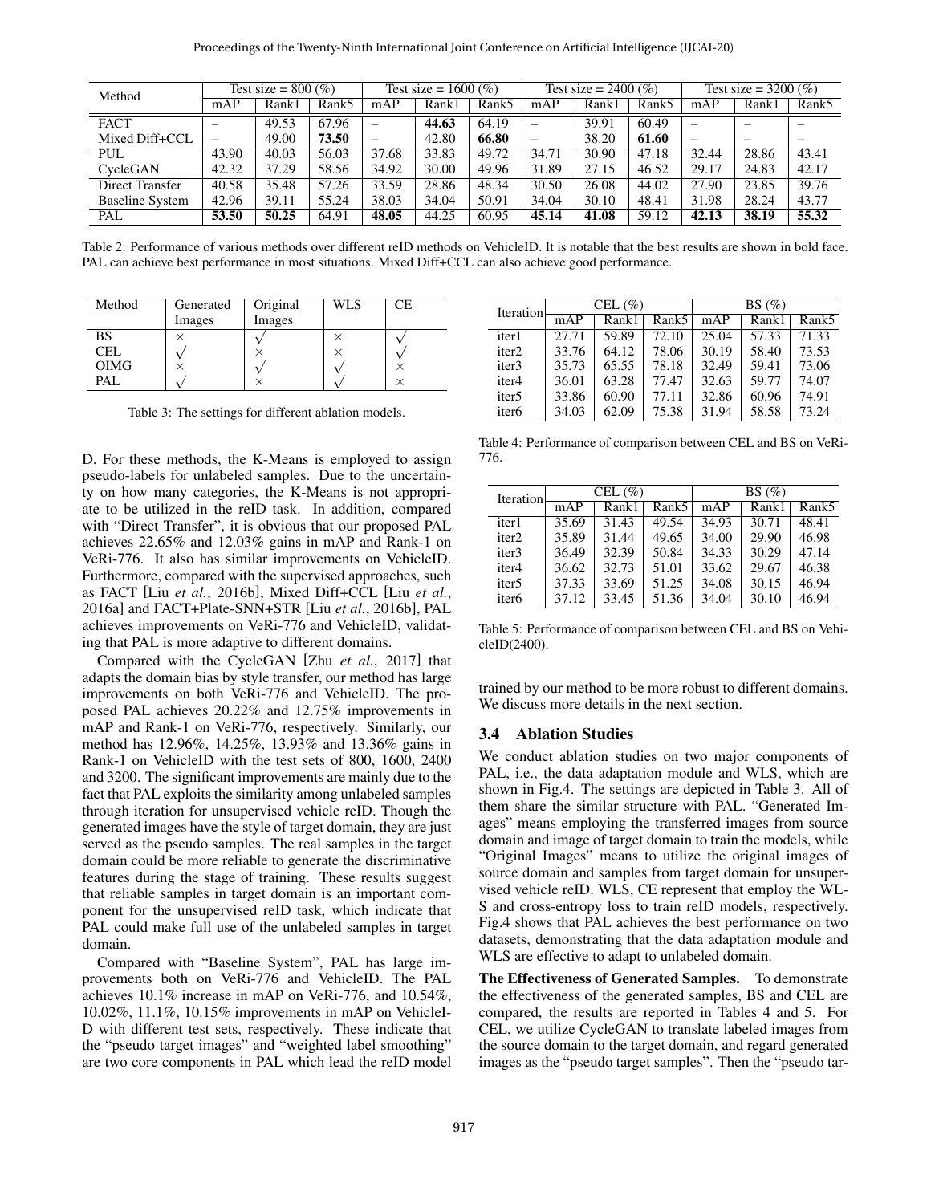| Method | Test size = 800 (%) | | | Test size = 1600 (%) | | | Test size = 2400 (%) | | | Test size = 3200 (%) | | |
|---|---|---|---|---|---|---|---|---|---|---|---|---|
| | mAP | Rank1 | Rank5 | mAP | Rank1 | Rank5 | mAP | Rank1 | Rank5 | mAP | Rank1 | Rank5 |
| FACT | – | 49.53 | 67.96 | – | **44.63** | 64.19 | – | 39.91 | 60.49 | – | – | – |
| Mixed Diff+CCL | – | 49.00 | **73.50** | – | 42.80 | **66.80** | – | 38.20 | **61.60** | – | – | – |
| PUL | 43.90 | 40.03 | 56.03 | 37.68 | 33.83 | 49.72 | 34.71 | 30.90 | 47.18 | 32.44 | 28.86 | 43.41 |
| CycleGAN | 42.32 | 37.29 | 58.56 | 34.92 | 30.00 | 49.96 | 31.89 | 27.15 | 46.52 | 29.17 | 24.83 | 42.17 |
| Direct Transfer | 40.58 | 35.48 | 57.26 | 33.59 | 28.86 | 48.34 | 30.50 | 26.08 | 44.02 | 27.90 | 23.85 | 39.76 |
| Baseline System | 42.96 | 39.11 | 55.24 | 38.03 | 34.04 | 50.91 | 34.04 | 30.10 | 48.41 | 31.98 | 28.24 | 43.77 |
| PAL | **53.50** | **50.25** | 64.91 | **48.05** | 44.25 | 60.95 | **45.14** | **41.08** | 59.12 | **42.13** | **38.19** | **55.32** |

Table 2: Performance of various methods over different reID methods on VehicleID. It is notable that the best results are shown in bold face. PAL can achieve best performance in most situations. Mixed Diff+CCL can also achieve good performance.

| Method | Generated Images | Original Images | WLS | CE |
|---|---|---|---|---|
| BS | × | √ | × | √ |
| CEL | √ | × | × | √ |
| OIMG | × | √ | √ | × |
| PAL | √ | × | √ | × |

Table 3: The settings for different ablation models.

D. For these methods, the K-Means is employed to assign pseudo-labels for unlabeled samples. Due to the uncertainty on how many categories, the K-Means is not appropriate to be utilized in the reID task. In addition, compared with "Direct Transfer", it is obvious that our proposed PAL achieves 22.65% and 12.03% gains in mAP and Rank-1 on VeRi-776. It also has similar improvements on VehicleID. Furthermore, compared with the supervised approaches, such as FACT [Liu *et al.*, 2016b], Mixed Diff+CCL [Liu *et al.*, 2016a] and FACT+Plate-SNN+STR [Liu *et al.*, 2016b], PAL achieves improvements on VeRi-776 and VehicleID, validating that PAL is more adaptive to different domains.

Compared with the CycleGAN [Zhu *et al.*, 2017] that adapts the domain bias by style transfer, our method has large improvements on both VeRi-776 and VehicleID. The proposed PAL achieves 20.22% and 12.75% improvements in mAP and Rank-1 on VeRi-776, respectively. Similarly, our method has 12.96%, 14.25%, 13.93% and 13.36% gains in Rank-1 on VehicleID with the test sets of 800, 1600, 2400 and 3200. The significant improvements are mainly due to the fact that PAL exploits the similarity among unlabeled samples through iteration for unsupervised vehicle reID. Though the generated images have the style of target domain, they are just served as the pseudo samples. The real samples in the target domain could be more reliable to generate the discriminative features during the stage of training. These results suggest that reliable samples in target domain is an important component for the unsupervised reID task, which indicate that PAL could make full use of the unlabeled samples in target domain.

Compared with "Baseline System", PAL has large improvements both on VeRi-776 and VehicleID. The PAL achieves 10.1% increase in mAP on VeRi-776, and 10.54%, 10.02%, 11.1%, 10.15% improvements in mAP on VehicleID with different test sets, respectively. These indicate that the "pseudo target images" and "weighted label smoothing" are two core components in PAL which lead the reID model trained by our method to be more robust to different domains. We discuss more details in the next section.

| Iteration | CEL (%) | | | BS (%) | | |
|---|---|---|---|---|---|---|
| | mAP | Rank1 | Rank5 | mAP | Rank1 | Rank5 |
| iter1 | 27.71 | 59.89 | 72.10 | 25.04 | 57.33 | 71.33 |
| iter2 | 33.76 | 64.12 | 78.06 | 30.19 | 58.40 | 73.53 |
| iter3 | 35.73 | 65.55 | 78.18 | 32.49 | 59.41 | 73.06 |
| iter4 | 36.01 | 63.28 | 77.47 | 32.63 | 59.77 | 74.07 |
| iter5 | 33.86 | 60.90 | 77.11 | 32.86 | 60.96 | 74.91 |
| iter6 | 34.03 | 62.09 | 75.38 | 31.94 | 58.58 | 73.24 |

Table 4: Performance of comparison between CEL and BS on VeRi-776.

| Iteration | CEL (%) | | | BS (%) | | |
|---|---|---|---|---|---|---|
| | mAP | Rank1 | Rank5 | mAP | Rank1 | Rank5 |
| iter1 | 35.69 | 31.43 | 49.54 | 34.93 | 30.71 | 48.41 |
| iter2 | 35.89 | 31.44 | 49.65 | 34.00 | 29.90 | 46.98 |
| iter3 | 36.49 | 32.39 | 50.84 | 34.33 | 30.29 | 47.14 |
| iter4 | 36.62 | 32.73 | 51.01 | 33.62 | 29.67 | 46.38 |
| iter5 | 37.33 | 33.69 | 51.25 | 34.08 | 30.15 | 46.94 |
| iter6 | 37.12 | 33.45 | 51.36 | 34.04 | 30.10 | 46.94 |

Table 5: Performance of comparison between CEL and BS on VehicleID(2400).

### 3.4 Ablation Studies

We conduct ablation studies on two major components of PAL, i.e., the data adaptation module and WLS, which are shown in Fig.4. The settings are depicted in Table 3. All of them share the similar structure with PAL. "Generated Images" means employing the transferred images from source domain and image of target domain to train the models, while "Original Images" means to utilize the original images of source domain and samples from target domain for unsupervised vehicle reID. WLS, CE represent that employ the WLS and cross-entropy loss to train reID models, respectively. Fig.4 shows that PAL achieves the best performance on two datasets, demonstrating that the data adaptation module and WLS are effective to adapt to unlabeled domain.

**The Effectiveness of Generated Samples.** To demonstrate the effectiveness of the generated samples, BS and CEL are compared, the results are reported in Tables 4 and 5. For CEL, we utilize CycleGAN to translate labeled images from the source domain to the target domain, and regard generated images as the "pseudo target samples". Then the "pseudo tar-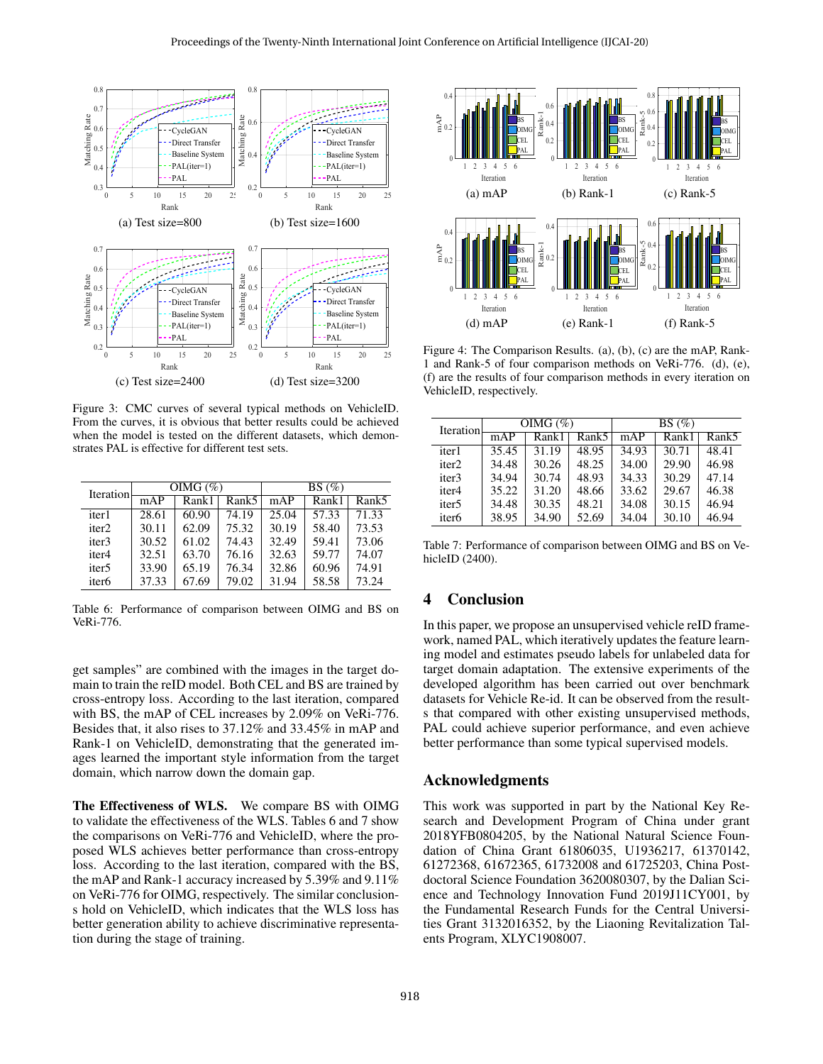Figure 3: CMC curves of several typical methods on VehicleID. From the curves, it is obvious that better results could be achieved when the model is tested on the different datasets, which demonstrates PAL is effective for different test sets.

| Iteration | OIMG (%) | | | BS (%) | | |
|---|---|---|---|---|---|---|
| | mAP | Rank1 | Rank5 | mAP | Rank1 | Rank5 |
| iter1 | 28.61 | 60.90 | 74.19 | 25.04 | 57.33 | 71.33 |
| iter2 | 30.11 | 62.09 | 75.32 | 30.19 | 58.40 | 73.53 |
| iter3 | 30.52 | 61.02 | 74.43 | 32.49 | 59.41 | 73.06 |
| iter4 | 32.51 | 63.70 | 76.16 | 32.63 | 59.77 | 74.07 |
| iter5 | 33.90 | 65.19 | 76.34 | 32.86 | 60.96 | 74.91 |
| iter6 | 37.33 | 67.69 | 79.02 | 31.94 | 58.58 | 73.24 |

Table 6: Performance of comparison between OIMG and BS on VeRi-776.

get samples" are combined with the images in the target domain to train the reID model. Both CEL and BS are trained by cross-entropy loss. According to the last iteration, compared with BS, the mAP of CEL increases by 2.09% on VeRi-776. Besides that, it also rises to 37.12% and 33.45% in mAP and Rank-1 on VehicleID, demonstrating that the generated images learned the important style information from the target domain, which narrow down the domain gap.

**The Effectiveness of WLS.** We compare BS with OIMG to validate the effectiveness of the WLS. Tables 6 and 7 show the comparisons on VeRi-776 and VehicleID, where the proposed WLS achieves better performance than cross-entropy loss. According to the last iteration, compared with the BS, the mAP and Rank-1 accuracy increased by 5.39% and 9.11% on VeRi-776 for OIMG, respectively. The similar conclusions hold on VehicleID, which indicates that the WLS loss has better generation ability to achieve discriminative representation during the stage of training.

Figure 4: The Comparison Results. (a), (b), (c) are the mAP, Rank-1 and Rank-5 of four comparison methods on VeRi-776. (d), (e), (f) are the results of four comparison methods in every iteration on VehicleID, respectively.

| Iteration | OIMG (%) | | | BS (%) | | |
|---|---|---|---|---|---|---|
| | mAP | Rank1 | Rank5 | mAP | Rank1 | Rank5 |
| iter1 | 35.45 | 31.19 | 48.95 | 34.93 | 30.71 | 48.41 |
| iter2 | 34.48 | 30.26 | 48.25 | 34.00 | 29.90 | 46.98 |
| iter3 | 34.94 | 30.74 | 48.93 | 34.33 | 30.29 | 47.14 |
| iter4 | 35.22 | 31.20 | 48.66 | 33.62 | 29.67 | 46.38 |
| iter5 | 34.48 | 30.35 | 48.21 | 34.08 | 30.15 | 46.94 |
| iter6 | 38.95 | 34.90 | 52.69 | 34.04 | 30.10 | 46.94 |

Table 7: Performance of comparison between OIMG and BS on VehicleID (2400).

## 4 Conclusion

In this paper, we propose an unsupervised vehicle reID framework, named PAL, which iteratively updates the feature learning model and estimates pseudo labels for unlabeled data for target domain adaptation. The extensive experiments of the developed algorithm has been carried out over benchmark datasets for Vehicle Re-id. It can be observed from the results that compared with other existing unsupervised methods, PAL could achieve superior performance, and even achieve better performance than some typical supervised models.

## Acknowledgments

This work was supported in part by the National Key Research and Development Program of China under grant 2018YFB0804205, by the National Natural Science Foundation of China Grant 61806035, U1936217, 61370142, 61272368, 61672365, 61732008 and 61725203, China Postdoctoral Science Foundation 3620080307, by the Dalian Science and Technology Innovation Fund 2019J11CY001, by the Fundamental Research Funds for the Central Universities Grant 3132016352, by the Liaoning Revitalization Talents Program, XLYC1908007.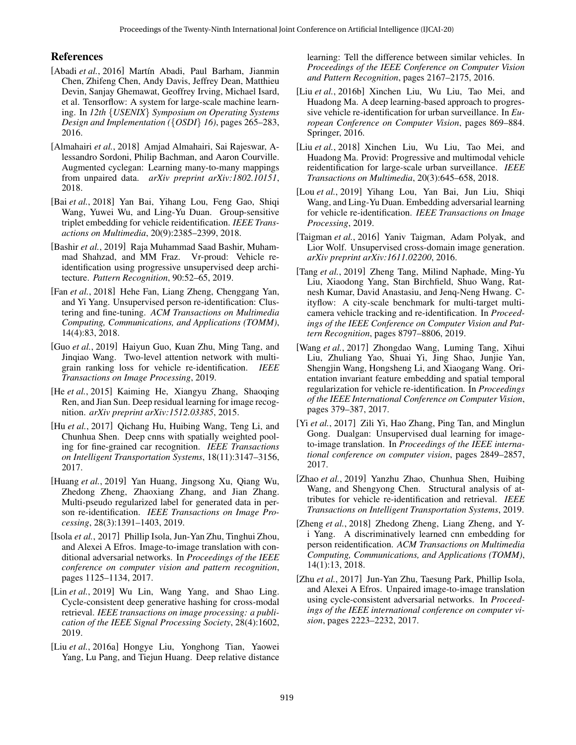## References

[Abadi *et al.*, 2016] Martín Abadi, Paul Barham, Jianmin Chen, Zhifeng Chen, Andy Davis, Jeffrey Dean, Matthieu Devin, Sanjay Ghemawat, Geoffrey Irving, Michael Isard, et al. Tensorflow: A system for large-scale machine learning. In *12th {USENIX} Symposium on Operating Systems Design and Implementation ({OSDI} 16)*, pages 265–283, 2016.

[Almahairi *et al.*, 2018] Amjad Almahairi, Sai Rajeswar, Alessandro Sordoni, Philip Bachman, and Aaron Courville. Augmented cyclegan: Learning many-to-many mappings from unpaired data. *arXiv preprint arXiv:1802.10151*, 2018.

[Bai *et al.*, 2018] Yan Bai, Yihang Lou, Feng Gao, Shiqi Wang, Yuwei Wu, and Ling-Yu Duan. Group-sensitive triplet embedding for vehicle reidentification. *IEEE Transactions on Multimedia*, 20(9):2385–2399, 2018.

[Bashir *et al.*, 2019] Raja Muhammad Saad Bashir, Muhammad Shahzad, and MM Fraz. Vr-proud: Vehicle re-identification using progressive unsupervised deep architecture. *Pattern Recognition*, 90:52–65, 2019.

[Fan *et al.*, 2018] Hehe Fan, Liang Zheng, Chenggang Yan, and Yi Yang. Unsupervised person re-identification: Clustering and fine-tuning. *ACM Transactions on Multimedia Computing, Communications, and Applications (TOMM)*, 14(4):83, 2018.

[Guo *et al.*, 2019] Haiyun Guo, Kuan Zhu, Ming Tang, and Jinqiao Wang. Two-level attention network with multi-grain ranking loss for vehicle re-identification. *IEEE Transactions on Image Processing*, 2019.

[He *et al.*, 2015] Kaiming He, Xiangyu Zhang, Shaoqing Ren, and Jian Sun. Deep residual learning for image recognition. *arXiv preprint arXiv:1512.03385*, 2015.

[Hu *et al.*, 2017] Qichang Hu, Huibing Wang, Teng Li, and Chunhua Shen. Deep cnns with spatially weighted pooling for fine-grained car recognition. *IEEE Transactions on Intelligent Transportation Systems*, 18(11):3147–3156, 2017.

[Huang *et al.*, 2019] Yan Huang, Jingsong Xu, Qiang Wu, Zhedong Zheng, Zhaoxiang Zhang, and Jian Zhang. Multi-pseudo regularized label for generated data in person re-identification. *IEEE Transactions on Image Processing*, 28(3):1391–1403, 2019.

[Isola *et al.*, 2017] Phillip Isola, Jun-Yan Zhu, Tinghui Zhou, and Alexei A Efros. Image-to-image translation with conditional adversarial networks. In *Proceedings of the IEEE conference on computer vision and pattern recognition*, pages 1125–1134, 2017.

[Lin *et al.*, 2019] Wu Lin, Wang Yang, and Shao Ling. Cycle-consistent deep generative hashing for cross-modal retrieval. *IEEE transactions on image processing: a publication of the IEEE Signal Processing Society*, 28(4):1602, 2019.

[Liu *et al.*, 2016a] Hongye Liu, Yonghong Tian, Yaowei Yang, Lu Pang, and Tiejun Huang. Deep relative distance learning: Tell the difference between similar vehicles. In *Proceedings of the IEEE Conference on Computer Vision and Pattern Recognition*, pages 2167–2175, 2016.

[Liu *et al.*, 2016b] Xinchen Liu, Wu Liu, Tao Mei, and Huadong Ma. A deep learning-based approach to progressive vehicle re-identification for urban surveillance. In *European Conference on Computer Vision*, pages 869–884. Springer, 2016.

[Liu *et al.*, 2018] Xinchen Liu, Wu Liu, Tao Mei, and Huadong Ma. Provid: Progressive and multimodal vehicle reidentification for large-scale urban surveillance. *IEEE Transactions on Multimedia*, 20(3):645–658, 2018.

[Lou *et al.*, 2019] Yihang Lou, Yan Bai, Jun Liu, Shiqi Wang, and Ling-Yu Duan. Embedding adversarial learning for vehicle re-identification. *IEEE Transactions on Image Processing*, 2019.

[Taigman *et al.*, 2016] Yaniv Taigman, Adam Polyak, and Lior Wolf. Unsupervised cross-domain image generation. *arXiv preprint arXiv:1611.02200*, 2016.

[Tang *et al.*, 2019] Zheng Tang, Milind Naphade, Ming-Yu Liu, Xiaodong Yang, Stan Birchfield, Shuo Wang, Ratnesh Kumar, David Anastasiu, and Jenq-Neng Hwang. Cityflow: A city-scale benchmark for multi-target multi-camera vehicle tracking and re-identification. In *Proceedings of the IEEE Conference on Computer Vision and Pattern Recognition*, pages 8797–8806, 2019.

[Wang *et al.*, 2017] Zhongdao Wang, Luming Tang, Xihui Liu, Zhuliang Yao, Shuai Yi, Jing Shao, Junjie Yan, Shengjin Wang, Hongsheng Li, and Xiaogang Wang. Orientation invariant feature embedding and spatial temporal regularization for vehicle re-identification. In *Proceedings of the IEEE International Conference on Computer Vision*, pages 379–387, 2017.

[Yi *et al.*, 2017] Zili Yi, Hao Zhang, Ping Tan, and Minglun Gong. Dualgan: Unsupervised dual learning for image-to-image translation. In *Proceedings of the IEEE international conference on computer vision*, pages 2849–2857, 2017.

[Zhao *et al.*, 2019] Yanzhu Zhao, Chunhua Shen, Huibing Wang, and Shengyong Chen. Structural analysis of attributes for vehicle re-identification and retrieval. *IEEE Transactions on Intelligent Transportation Systems*, 2019.

[Zheng *et al.*, 2018] Zhedong Zheng, Liang Zheng, and Yi Yang. A discriminatively learned cnn embedding for person reidentification. *ACM Transactions on Multimedia Computing, Communications, and Applications (TOMM)*, 14(1):13, 2018.

[Zhu *et al.*, 2017] Jun-Yan Zhu, Taesung Park, Phillip Isola, and Alexei A Efros. Unpaired image-to-image translation using cycle-consistent adversarial networks. In *Proceedings of the IEEE international conference on computer vision*, pages 2223–2232, 2017.